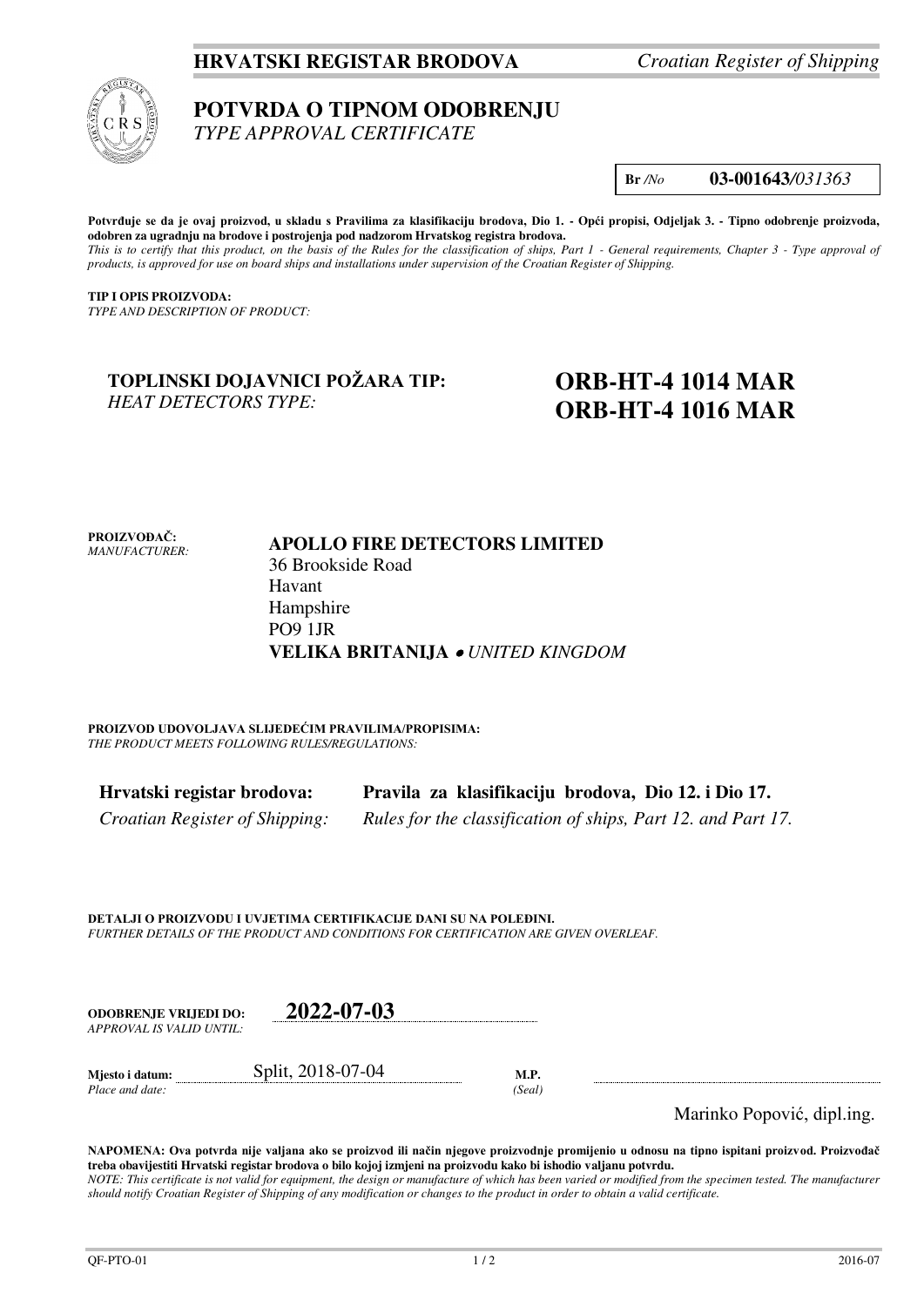**HRVATSKI REGISTAR BRODOVA** *Croatian Register of Shipping*

# POTVRDA O TIPNOM ODOBRENJU
*TYPE APPROVAL CERTIFICATE*

**Br** */No* **03-001643***/031363*

**Potvrđuje se da je ovaj proizvod, u skladu s Pravilima za klasifikaciju brodova, Dio 1. - Opći propisi, Odjeljak 3. - Tipno odobrenje proizvoda, odobren za ugradnju na brodove i postrojenja pod nadzorom Hrvatskog registra brodova.**
*This is to certify that this product, on the basis of the Rules for the classification of ships, Part 1 - General requirements, Chapter 3 - Type approval of products, is approved for use on board ships and installations under supervision of the Croatian Register of Shipping.*

**TIP I OPIS PROIZVODA:**
*TYPE AND DESCRIPTION OF PRODUCT:*

**TOPLINSKI DOJAVNICI POŽARA TIP:**
*HEAT DETECTORS TYPE:*

**ORB-HT-4 1014 MAR**
**ORB-HT-4 1016 MAR**

**PROIZVOĐAČ:**
*MANUFACTURER:*

**APOLLO FIRE DETECTORS LIMITED**
36 Brookside Road
Havant
Hampshire
PO9 1JR
**VELIKA BRITANIJA** • *UNITED KINGDOM*

**PROIZVOD UDOVOLJAVA SLIJEDEĆIM PRAVILIMA/PROPISIMA:**
*THE PRODUCT MEETS FOLLOWING RULES/REGULATIONS:*

**Hrvatski registar brodova:** **Pravila za klasifikaciju brodova, Dio 12. i Dio 17.**
*Croatian Register of Shipping:* *Rules for the classification of ships, Part 12. and Part 17.*

**DETALJI O PROIZVODU I UVJETIMA CERTIFIKACIJE DANI SU NA POLEĐINI.**
*FURTHER DETAILS OF THE PRODUCT AND CONDITIONS FOR CERTIFICATION ARE GIVEN OVERLEAF.*

**ODOBRENJE VRIJEDI DO:** **2022-07-03**
*APPROVAL IS VALID UNTIL:*

**Mjesto i datum:** Split, 2018-07-04 **M.P.**
*Place and date:* *(Seal)*

Marinko Popović, dipl.ing.

**NAPOMENA: Ova potvrda nije valjana ako se proizvod ili način njegove proizvodnje promijenio u odnosu na tipno ispitani proizvod. Proizvođač treba obavijestiti Hrvatski registar brodova o bilo kojoj izmjeni na proizvodu kako bi ishodio valjanu potvrdu.**
*NOTE: This certificate is not valid for equipment, the design or manufacture of which has been varied or modified from the specimen tested. The manufacturer should notify Croatian Register of Shipping of any modification or changes to the product in order to obtain a valid certificate.*

QF-PTO-01 2016-07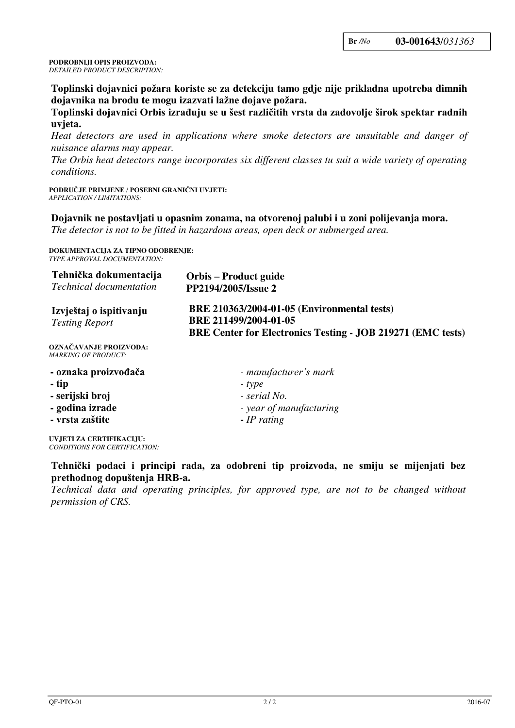**Br** /*No* **03-001643**/*031363*

**PODROBNIJI OPIS PROIZVODA:**
*DETAILED PRODUCT DESCRIPTION:*

**Toplinski dojavnici požara koriste se za detekciju tamo gdje nije prikladna upotreba dimnih dojavnika na brodu te mogu izazvati lažne dojave požara.**

**Toplinski dojavnici Orbis izrađuju se u šest različitih vrsta da zadovolje širok spektar radnih uvjeta.**

*Heat detectors are used in applications where smoke detectors are unsuitable and danger of nuisance alarms may appear.*

*The Orbis heat detectors range incorporates six different classes tu suit a wide variety of operating conditions.*

**PODRUČJE PRIMJENE / POSEBNI GRANIČNI UVJETI:**
*APPLICATION / LIMITATIONS:*

**Dojavnik ne postavljati u opasnim zonama, na otvorenoj palubi i u zoni polijevanja mora.**
*The detector is not to be fitted in hazardous areas, open deck or submerged area.*

**DOKUMENTACIJA ZA TIPNO ODOBRENJE:**
*TYPE APPROVAL DOCUMENTATION:*

| | |
|---|---|
| **Tehnička dokumentacija** *Technical documentation* | **Orbis – Product guide PP2194/2005/Issue 2** |
| **Izvještaj o ispitivanju** *Testing Report* | **BRE 210363/2004-01-05 (Environmental tests)** **BRE 211499/2004-01-05** **BRE Center for Electronics Testing - JOB 219271 (EMC tests)** |

**OZNAČAVANJE PROIZVODA:**
*MARKING OF PRODUCT:*

| | |
|---|---|
| **- oznaka proizvođača** | *- manufacturer's mark* |
| **- tip** | *- type* |
| **- serijski broj** | *- serial No.* |
| **- godina izrade** | *- year of manufacturing* |
| **- vrsta zaštite** | **-** *IP rating* |

**UVJETI ZA CERTIFIKACIJU:**
*CONDITIONS FOR CERTIFICATION:*

**Tehnički podaci i principi rada, za odobreni tip proizvoda, ne smiju se mijenjati bez prethodnog dopuštenja HRB-a.**
*Technical data and operating principles, for approved type, are not to be changed without permission of CRS.*